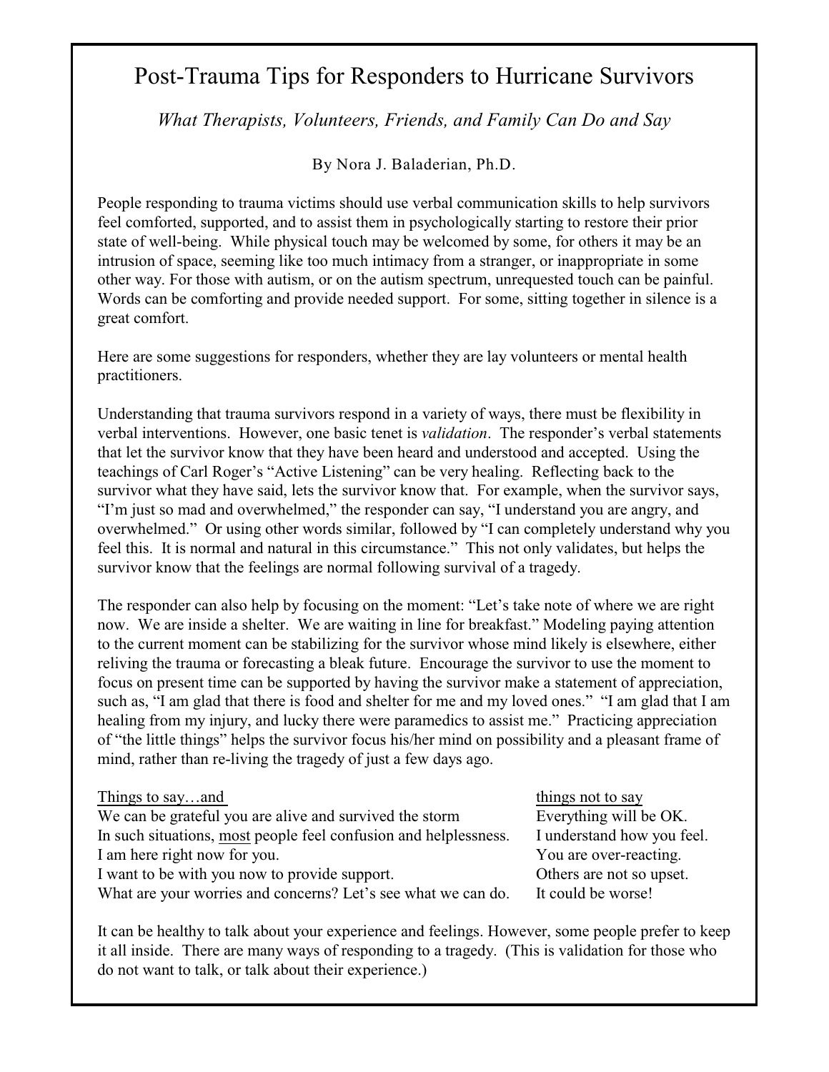# Post-Trauma Tips for Responders to Hurricane Survivors

*What Therapists, Volunteers, Friends, and Family Can Do and Say*

By Nora J. Baladerian, Ph.D.

People responding to trauma victims should use verbal communication skills to help survivors feel comforted, supported, and to assist them in psychologically starting to restore their prior state of well-being. While physical touch may be welcomed by some, for others it may be an intrusion of space, seeming like too much intimacy from a stranger, or inappropriate in some other way. For those with autism, or on the autism spectrum, unrequested touch can be painful. Words can be comforting and provide needed support. For some, sitting together in silence is a great comfort.

Here are some suggestions for responders, whether they are lay volunteers or mental health practitioners.

Understanding that trauma survivors respond in a variety of ways, there must be flexibility in verbal interventions. However, one basic tenet is *validation*. The responder's verbal statements that let the survivor know that they have been heard and understood and accepted. Using the teachings of Carl Roger's "Active Listening" can be very healing. Reflecting back to the survivor what they have said, lets the survivor know that. For example, when the survivor says, "I'm just so mad and overwhelmed," the responder can say, "I understand you are angry, and overwhelmed." Or using other words similar, followed by "I can completely understand why you feel this. It is normal and natural in this circumstance." This not only validates, but helps the survivor know that the feelings are normal following survival of a tragedy.

The responder can also help by focusing on the moment: "Let's take note of where we are right now. We are inside a shelter. We are waiting in line for breakfast." Modeling paying attention to the current moment can be stabilizing for the survivor whose mind likely is elsewhere, either reliving the trauma or forecasting a bleak future. Encourage the survivor to use the moment to focus on present time can be supported by having the survivor make a statement of appreciation, such as, "I am glad that there is food and shelter for me and my loved ones." "I am glad that I am healing from my injury, and lucky there were paramedics to assist me." Practicing appreciation of "the little things" helps the survivor focus his/her mind on possibility and a pleasant frame of mind, rather than re-living the tragedy of just a few days ago.

| Things to say…and | things not to say |
|---|---|
| We can be grateful you are alive and survived the storm | Everything will be OK. |
| In such situations, <u>most</u> people feel confusion and helplessness. | I understand how you feel. |
| I am here right now for you. | You are over-reacting. |
| I want to be with you now to provide support. | Others are not so upset. |
| What are your worries and concerns? Let's see what we can do. | It could be worse! |

It can be healthy to talk about your experience and feelings. However, some people prefer to keep it all inside. There are many ways of responding to a tragedy. (This is validation for those who do not want to talk, or talk about their experience.)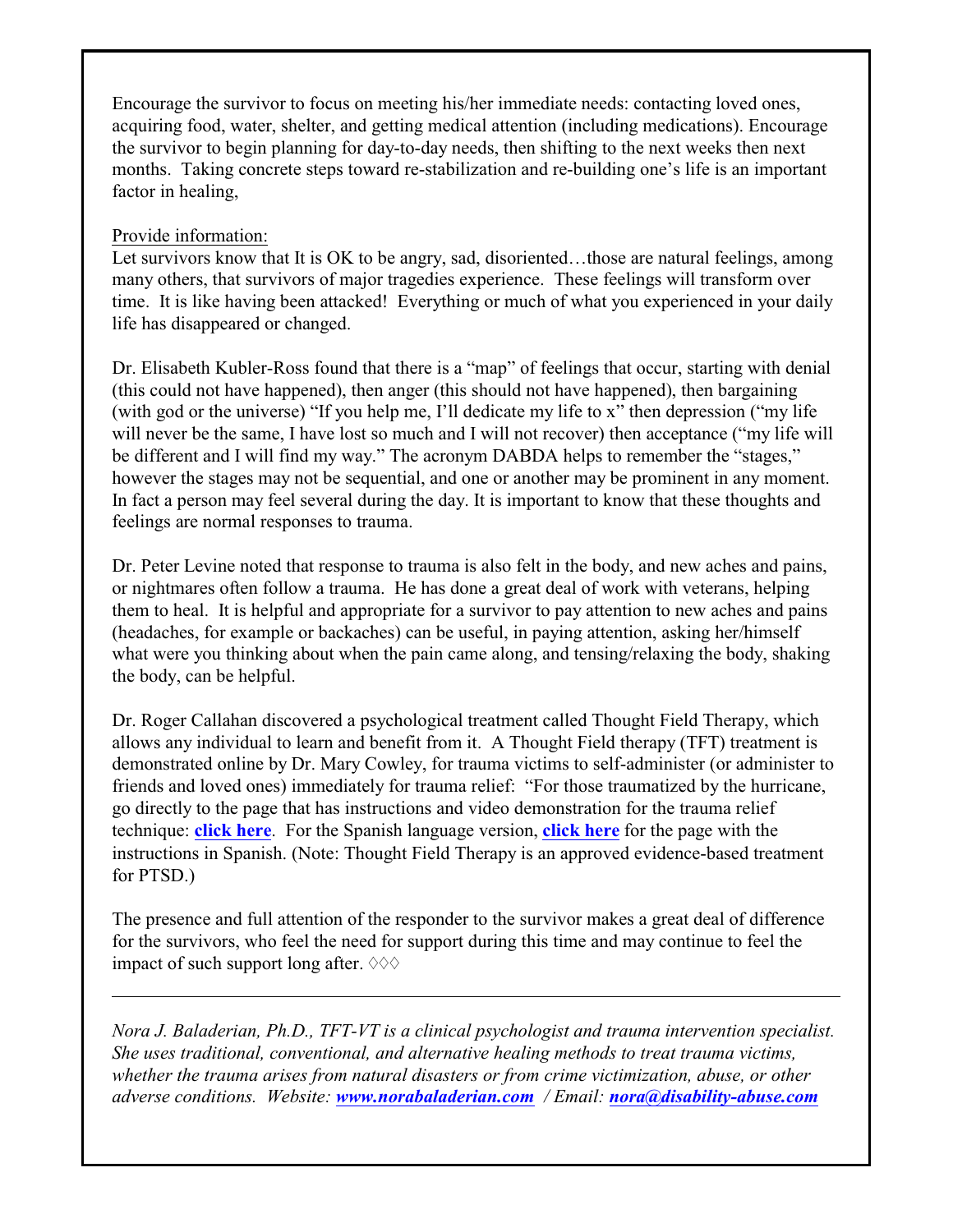Encourage the survivor to focus on meeting his/her immediate needs: contacting loved ones, acquiring food, water, shelter, and getting medical attention (including medications). Encourage the survivor to begin planning for day-to-day needs, then shifting to the next weeks then next months. Taking concrete steps toward re-stabilization and re-building one's life is an important factor in healing,

Provide information:

Let survivors know that It is OK to be angry, sad, disoriented…those are natural feelings, among many others, that survivors of major tragedies experience. These feelings will transform over time. It is like having been attacked! Everything or much of what you experienced in your daily life has disappeared or changed.

Dr. Elisabeth Kubler-Ross found that there is a "map" of feelings that occur, starting with denial (this could not have happened), then anger (this should not have happened), then bargaining (with god or the universe) "If you help me, I'll dedicate my life to x" then depression ("my life will never be the same, I have lost so much and I will not recover) then acceptance ("my life will be different and I will find my way." The acronym DABDA helps to remember the "stages," however the stages may not be sequential, and one or another may be prominent in any moment. In fact a person may feel several during the day. It is important to know that these thoughts and feelings are normal responses to trauma.

Dr. Peter Levine noted that response to trauma is also felt in the body, and new aches and pains, or nightmares often follow a trauma. He has done a great deal of work with veterans, helping them to heal. It is helpful and appropriate for a survivor to pay attention to new aches and pains (headaches, for example or backaches) can be useful, in paying attention, asking her/himself what were you thinking about when the pain came along, and tensing/relaxing the body, shaking the body, can be helpful.

Dr. Roger Callahan discovered a psychological treatment called Thought Field Therapy, which allows any individual to learn and benefit from it. A Thought Field therapy (TFT) treatment is demonstrated online by Dr. Mary Cowley, for trauma victims to self-administer (or administer to friends and loved ones) immediately for trauma relief: "For those traumatized by the hurricane, go directly to the page that has instructions and video demonstration for the trauma relief technique: **click here**. For the Spanish language version, **click here** for the page with the instructions in Spanish. (Note: Thought Field Therapy is an approved evidence-based treatment for PTSD.)

The presence and full attention of the responder to the survivor makes a great deal of difference for the survivors, who feel the need for support during this time and may continue to feel the impact of such support long after. ◊◊◊

---

*Nora J. Baladerian, Ph.D., TFT-VT is a clinical psychologist and trauma intervention specialist. She uses traditional, conventional, and alternative healing methods to treat trauma victims, whether the trauma arises from natural disasters or from crime victimization, abuse, or other adverse conditions. Website:* ***www.norabaladerian.com*** */ Email:* ***nora@disability-abuse.com***